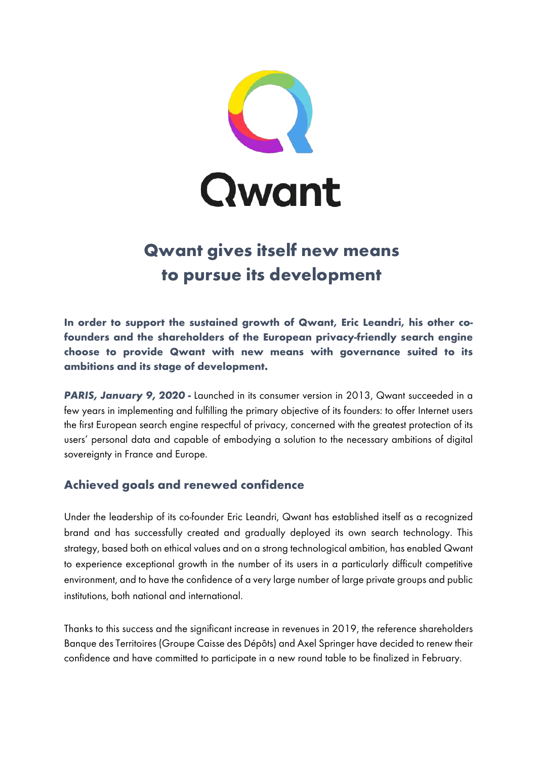Qwant

# Qwant gives itself new means to pursue its development

**In order to support the sustained growth of Qwant, Eric Leandri, his other co-founders and the shareholders of the European privacy-friendly search engine choose to provide Qwant with new means with governance suited to its ambitions and its stage of development.**

***PARIS, January 9, 2020 -*** Launched in its consumer version in 2013, Qwant succeeded in a few years in implementing and fulfilling the primary objective of its founders: to offer Internet users the first European search engine respectful of privacy, concerned with the greatest protection of its users' personal data and capable of embodying a solution to the necessary ambitions of digital sovereignty in France and Europe.

## Achieved goals and renewed confidence

Under the leadership of its co-founder Eric Leandri, Qwant has established itself as a recognized brand and has successfully created and gradually deployed its own search technology. This strategy, based both on ethical values and on a strong technological ambition, has enabled Qwant to experience exceptional growth in the number of its users in a particularly difficult competitive environment, and to have the confidence of a very large number of large private groups and public institutions, both national and international.

Thanks to this success and the significant increase in revenues in 2019, the reference shareholders Banque des Territoires (Groupe Caisse des Dépôts) and Axel Springer have decided to renew their confidence and have committed to participate in a new round table to be finalized in February.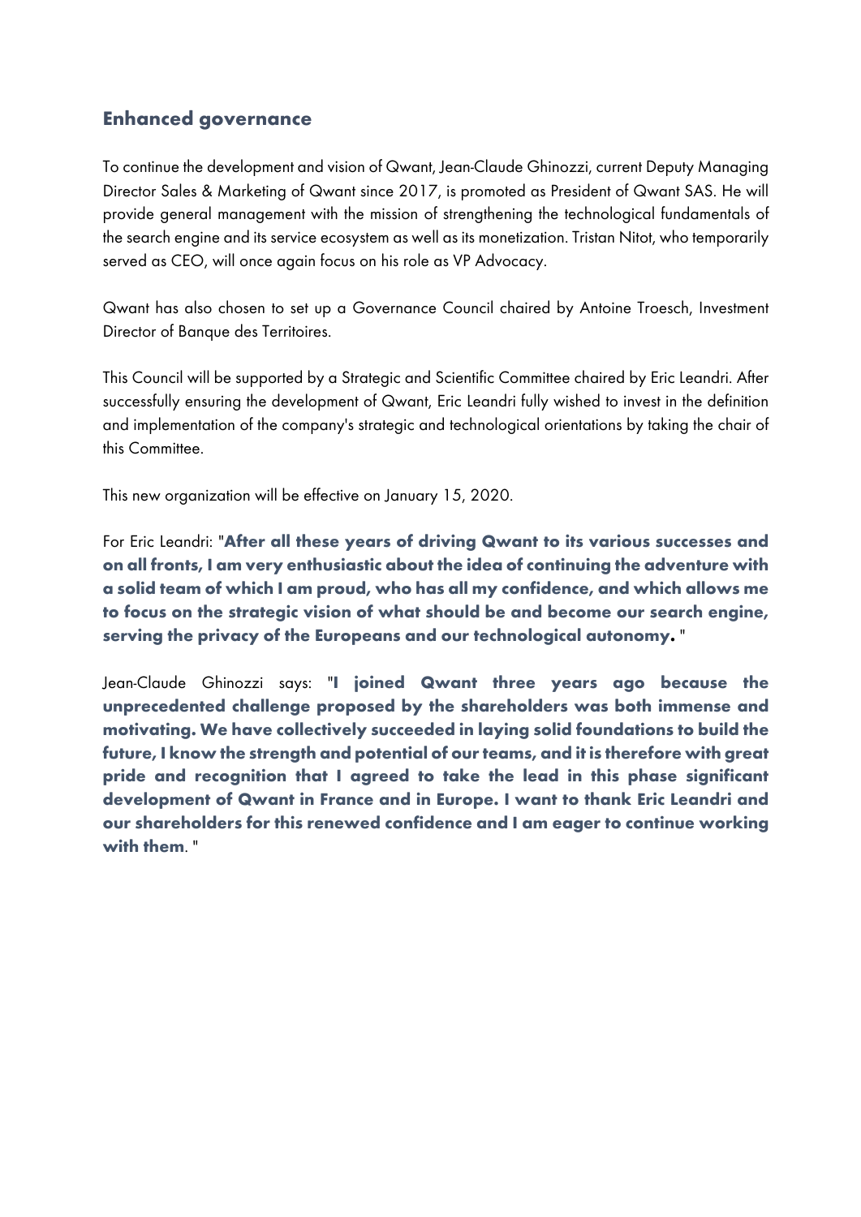## Enhanced governance

To continue the development and vision of Qwant, Jean-Claude Ghinozzi, current Deputy Managing Director Sales & Marketing of Qwant since 2017, is promoted as President of Qwant SAS. He will provide general management with the mission of strengthening the technological fundamentals of the search engine and its service ecosystem as well as its monetization. Tristan Nitot, who temporarily served as CEO, will once again focus on his role as VP Advocacy.

Qwant has also chosen to set up a Governance Council chaired by Antoine Troesch, Investment Director of Banque des Territoires.

This Council will be supported by a Strategic and Scientific Committee chaired by Eric Leandri. After successfully ensuring the development of Qwant, Eric Leandri fully wished to invest in the definition and implementation of the company's strategic and technological orientations by taking the chair of this Committee.

This new organization will be effective on January 15, 2020.

For Eric Leandri: "**After all these years of driving Qwant to its various successes and on all fronts, I am very enthusiastic about the idea of continuing the adventure with a solid team of which I am proud, who has all my confidence, and which allows me to focus on the strategic vision of what should be and become our search engine, serving the privacy of the Europeans and our technological autonomy.** "

Jean-Claude Ghinozzi says: "**I joined Qwant three years ago because the unprecedented challenge proposed by the shareholders was both immense and motivating. We have collectively succeeded in laying solid foundations to build the future, I know the strength and potential of our teams, and it is therefore with great pride and recognition that I agreed to take the lead in this phase significant development of Qwant in France and in Europe. I want to thank Eric Leandri and our shareholders for this renewed confidence and I am eager to continue working with them**. "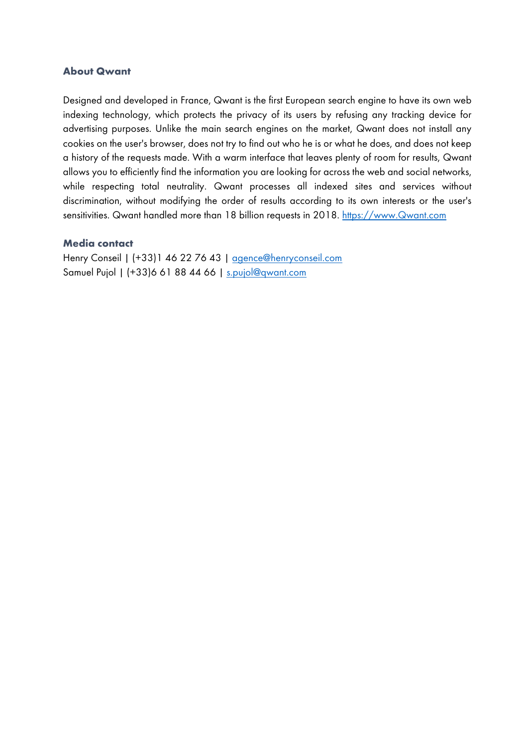## About Qwant

Designed and developed in France, Qwant is the first European search engine to have its own web indexing technology, which protects the privacy of its users by refusing any tracking device for advertising purposes. Unlike the main search engines on the market, Qwant does not install any cookies on the user's browser, does not try to find out who he is or what he does, and does not keep a history of the requests made. With a warm interface that leaves plenty of room for results, Qwant allows you to efficiently find the information you are looking for across the web and social networks, while respecting total neutrality. Qwant processes all indexed sites and services without discrimination, without modifying the order of results according to its own interests or the user's sensitivities. Qwant handled more than 18 billion requests in 2018. https://www.Qwant.com

## Media contact

Henry Conseil | (+33)1 46 22 76 43 | agence@henryconseil.com
Samuel Pujol | (+33)6 61 88 44 66 | s.pujol@qwant.com